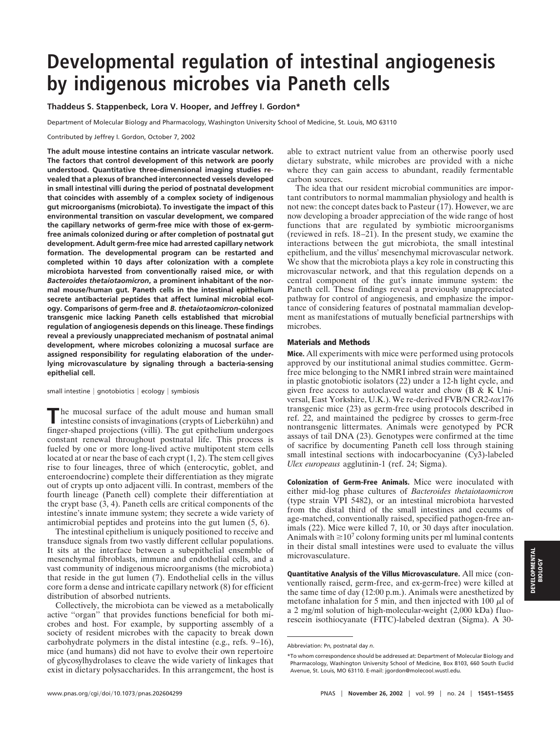# Developmental regulation of intestinal angiogenesis by indigenous microbes via Paneth cells

**Thaddeus S. Stappenbeck, Lora V. Hooper, and Jeffrey I. Gordon***

Department of Molecular Biology and Pharmacology, Washington University School of Medicine, St. Louis, MO 63110

Contributed by Jeffrey I. Gordon, October 7, 2002

**The adult mouse intestine contains an intricate vascular network. The factors that control development of this network are poorly understood. Quantitative three-dimensional imaging studies revealed that a plexus of branched interconnected vessels developed in small intestinal villi during the period of postnatal development that coincides with assembly of a complex society of indigenous gut microorganisms (microbiota). To investigate the impact of this environmental transition on vascular development, we compared the capillary networks of germ-free mice with those of ex-germ-free animals colonized during or after completion of postnatal gut development. Adult germ-free mice had arrested capillary network formation. The developmental program can be restarted and completed within 10 days after colonization with a complete microbiota harvested from conventionally raised mice, or with *Bacteroides thetaiotaomicron*, a prominent inhabitant of the normal mouse/human gut. Paneth cells in the intestinal epithelium secrete antibacterial peptides that affect luminal microbial ecology. Comparisons of germ-free and *B. thetaiotaomicron*-colonized transgenic mice lacking Paneth cells established that microbial regulation of angiogenesis depends on this lineage. These findings reveal a previously unappreciated mechanism of postnatal animal development, where microbes colonizing a mucosal surface are assigned responsibility for regulating elaboration of the underlying microvasculature by signaling through a bacteria-sensing epithelial cell.**

small intestine | gnotobiotics | ecology | symbiosis

The mucosal surface of the adult mouse and human small intestine consists of invaginations (crypts of Lieberkühn) and finger-shaped projections (villi). The gut epithelium undergoes constant renewal throughout postnatal life. This process is fueled by one or more long-lived active multipotent stem cells located at or near the base of each crypt (1, 2). The stem cell gives rise to four lineages, three of which (enterocytic, goblet, and enteroendocrine) complete their differentiation as they migrate out of crypts up onto adjacent villi. In contrast, members of the fourth lineage (Paneth cell) complete their differentiation at the crypt base (3, 4). Paneth cells are critical components of the intestine's innate immune system; they secrete a wide variety of antimicrobial peptides and proteins into the gut lumen (5, 6).

The intestinal epithelium is uniquely positioned to receive and transduce signals from two vastly different cellular populations. It sits at the interface between a subepithelial ensemble of mesenchymal fibroblasts, immune and endothelial cells, and a vast community of indigenous microorganisms (the microbiota) that reside in the gut lumen (7). Endothelial cells in the villus core form a dense and intricate capillary network (8) for efficient distribution of absorbed nutrients.

Collectively, the microbiota can be viewed as a metabolically active "organ" that provides functions beneficial for both microbes and host. For example, by supporting assembly of a society of resident microbes with the capacity to break down carbohydrate polymers in the distal intestine (e.g., refs. 9–16), mice (and humans) did not have to evolve their own repertoire of glycosylhydrolases to cleave the wide variety of linkages that exist in dietary polysaccharides. In this arrangement, the host is able to extract nutrient value from an otherwise poorly used dietary substrate, while microbes are provided with a niche where they can gain access to abundant, readily fermentable carbon sources.

The idea that our resident microbial communities are important contributors to normal mammalian physiology and health is not new: the concept dates back to Pasteur (17). However, we are now developing a broader appreciation of the wide range of host functions that are regulated by symbiotic microorganisms (reviewed in refs. 18–21). In the present study, we examine the interactions between the gut microbiota, the small intestinal epithelium, and the villus' mesenchymal microvascular network. We show that the microbiota plays a key role in constructing this microvascular network, and that this regulation depends on a central component of the gut's innate immune system: the Paneth cell. These findings reveal a previously unappreciated pathway for control of angiogenesis, and emphasize the importance of considering features of postnatal mammalian development as manifestations of mutually beneficial partnerships with microbes.

## Materials and Methods

**Mice.** All experiments with mice were performed using protocols approved by our institutional animal studies committee. Germ-free mice belonging to the NMRI inbred strain were maintained in plastic gnotobiotic isolators (22) under a 12-h light cycle, and given free access to autoclaved water and chow (B & K Universal, East Yorkshire, U.K.). We re-derived FVB/N CR2-*tox*176 transgenic mice (23) as germ-free using protocols described in ref. 22, and maintained the pedigree by crosses to germ-free nontransgenic littermates. Animals were genotyped by PCR assays of tail DNA (23). Genotypes were confirmed at the time of sacrifice by documenting Paneth cell loss through staining small intestinal sections with indocarbocyanine (Cy3)-labeled *Ulex europeaus* agglutinin-1 (ref. 24; Sigma).

**Colonization of Germ-Free Animals.** Mice were inoculated with either mid-log phase cultures of *Bacteroides thetaiotaomicron* (type strain VPI 5482), or an intestinal microbiota harvested from the distal third of the small intestines and cecums of age-matched, conventionally raised, specified pathogen-free animals (22). Mice were killed 7, 10, or 30 days after inoculation. Animals with $\geq 10^7$ colony forming units per ml luminal contents in their distal small intestines were used to evaluate the villus microvasculature.

**Quantitative Analysis of the Villus Microvasculature.** All mice (conventionally raised, germ-free, and ex-germ-free) were killed at the same time of day (12:00 p.m.). Animals were anesthetized by metofane inhalation for 5 min, and then injected with 100 $\mu$l of a 2 mg/ml solution of high-molecular-weight (2,000 kDa) fluorescein isothiocyanate (FITC)-labeled dextran (Sigma). A 30-

Abbreviation: P*n*, postnatal day *n*.

*To whom correspondence should be addressed at: Department of Molecular Biology and Pharmacology, Washington University School of Medicine, Box 8103, 660 South Euclid Avenue, St. Louis, MO 63110. E-mail: jgordon@molecool.wustl.edu.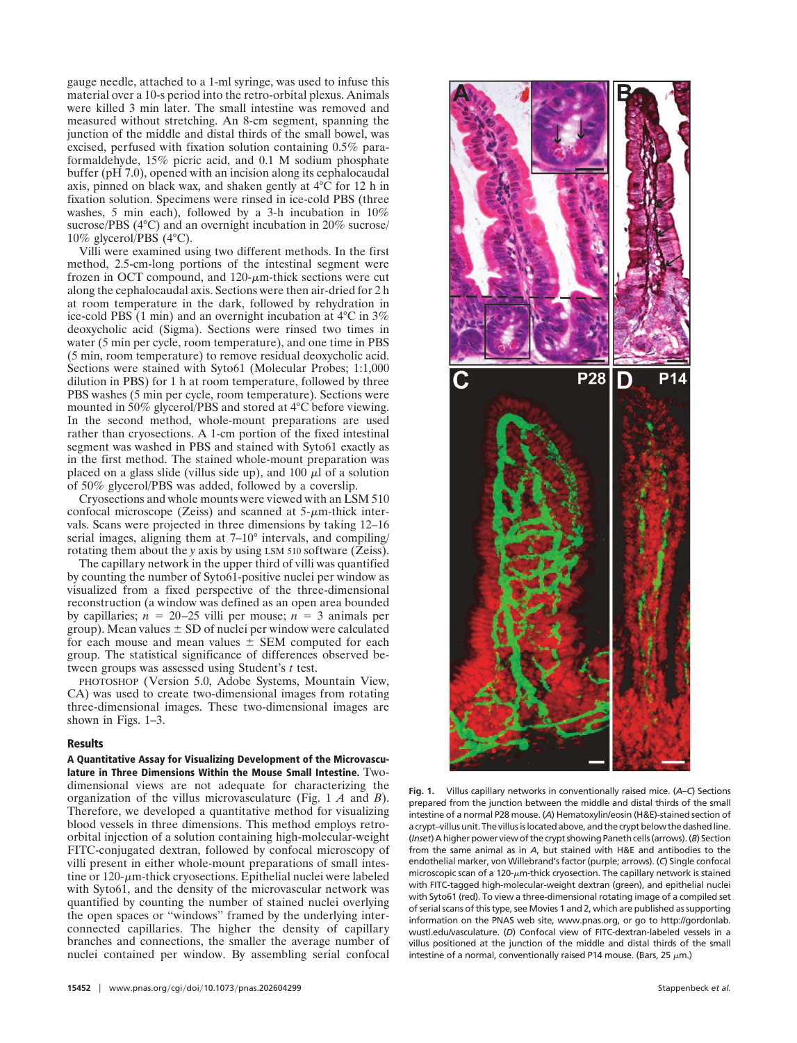gauge needle, attached to a 1-ml syringe, was used to infuse this material over a 10-s period into the retro-orbital plexus. Animals were killed 3 min later. The small intestine was removed and measured without stretching. An 8-cm segment, spanning the junction of the middle and distal thirds of the small bowel, was excised, perfused with fixation solution containing 0.5% paraformaldehyde, 15% picric acid, and 0.1 M sodium phosphate buffer (pH 7.0), opened with an incision along its cephalocaudal axis, pinned on black wax, and shaken gently at 4°C for 12 h in fixation solution. Specimens were rinsed in ice-cold PBS (three washes, 5 min each), followed by a 3-h incubation in 10% sucrose/PBS (4°C) and an overnight incubation in 20% sucrose/10% glycerol/PBS (4°C).

Villi were examined using two different methods. In the first method, 2.5-cm-long portions of the intestinal segment were frozen in OCT compound, and 120-$\mu$m-thick sections were cut along the cephalocaudal axis. Sections were then air-dried for 2 h at room temperature in the dark, followed by rehydration in ice-cold PBS (1 min) and an overnight incubation at 4°C in 3% deoxycholic acid (Sigma). Sections were rinsed two times in water (5 min per cycle, room temperature), and one time in PBS (5 min, room temperature) to remove residual deoxycholic acid. Sections were stained with Syto61 (Molecular Probes; 1:1,000 dilution in PBS) for 1 h at room temperature, followed by three PBS washes (5 min per cycle, room temperature). Sections were mounted in 50% glycerol/PBS and stored at 4°C before viewing. In the second method, whole-mount preparations are used rather than cryosections. A 1-cm portion of the fixed intestinal segment was washed in PBS and stained with Syto61 exactly as in the first method. The stained whole-mount preparation was placed on a glass slide (villus side up), and 100 $\mu$l of a solution of 50% glycerol/PBS was added, followed by a coverslip.

Cryosections and whole mounts were viewed with an LSM 510 confocal microscope (Zeiss) and scanned at 5-$\mu$m-thick intervals. Scans were projected in three dimensions by taking 12–16 serial images, aligning them at 7–10° intervals, and compiling/rotating them about the *y* axis by using LSM 510 software (Zeiss).

The capillary network in the upper third of villi was quantified by counting the number of Syto61-positive nuclei per window as visualized from a fixed perspective of the three-dimensional reconstruction (a window was defined as an open area bounded by capillaries; $n = 20$–$25$ villi per mouse; $n = 3$ animals per group). Mean values ± SD of nuclei per window were calculated for each mouse and mean values ± SEM computed for each group. The statistical significance of differences observed between groups was assessed using Student's *t* test.

PHOTOSHOP (Version 5.0, Adobe Systems, Mountain View, CA) was used to create two-dimensional images from rotating three-dimensional images. These two-dimensional images are shown in Figs. 1–3.

## Results

**A Quantitative Assay for Visualizing Development of the Microvasculature in Three Dimensions Within the Mouse Small Intestine.** Two-dimensional views are not adequate for characterizing the organization of the villus microvasculature (Fig. 1 *A* and *B*). Therefore, we developed a quantitative method for visualizing blood vessels in three dimensions. This method employs retro-orbital injection of a solution containing high-molecular-weight FITC-conjugated dextran, followed by confocal microscopy of villi present in either whole-mount preparations of small intestine or 120-$\mu$m-thick cryosections. Epithelial nuclei were labeled with Syto61, and the density of the microvascular network was quantified by counting the number of stained nuclei overlying the open spaces or "windows" framed by the underlying interconnected capillaries. The higher the density of capillary branches and connections, the smaller the average number of nuclei contained per window. By assembling serial confocal

**Fig. 1.** Villus capillary networks in conventionally raised mice. (*A*–*C*) Sections prepared from the junction between the middle and distal thirds of the small intestine of a normal P28 mouse. (*A*) Hematoxylin/eosin (H&E)-stained section of a crypt–villus unit. The villus is located above, and the crypt below the dashed line. (*Inset*) A higher power view of the crypt showing Paneth cells (arrows). (*B*) Section from the same animal as in *A*, but stained with H&E and antibodies to the endothelial marker, von Willebrand's factor (purple; arrows). (*C*) Single confocal microscopic scan of a 120-$\mu$m-thick cryosection. The capillary network is stained with FITC-tagged high-molecular-weight dextran (green), and epithelial nuclei with Syto61 (red). To view a three-dimensional rotating image of a compiled set of serial scans of this type, see Movies 1 and 2, which are published as supporting information on the PNAS web site, www.pnas.org, or go to http://gordonlab.wustl.edu/vasculature. (*D*) Confocal view of FITC-dextran-labeled vessels in a villus positioned at the junction of the middle and distal thirds of the small intestine of a normal, conventionally raised P14 mouse. (Bars, 25 $\mu$m.)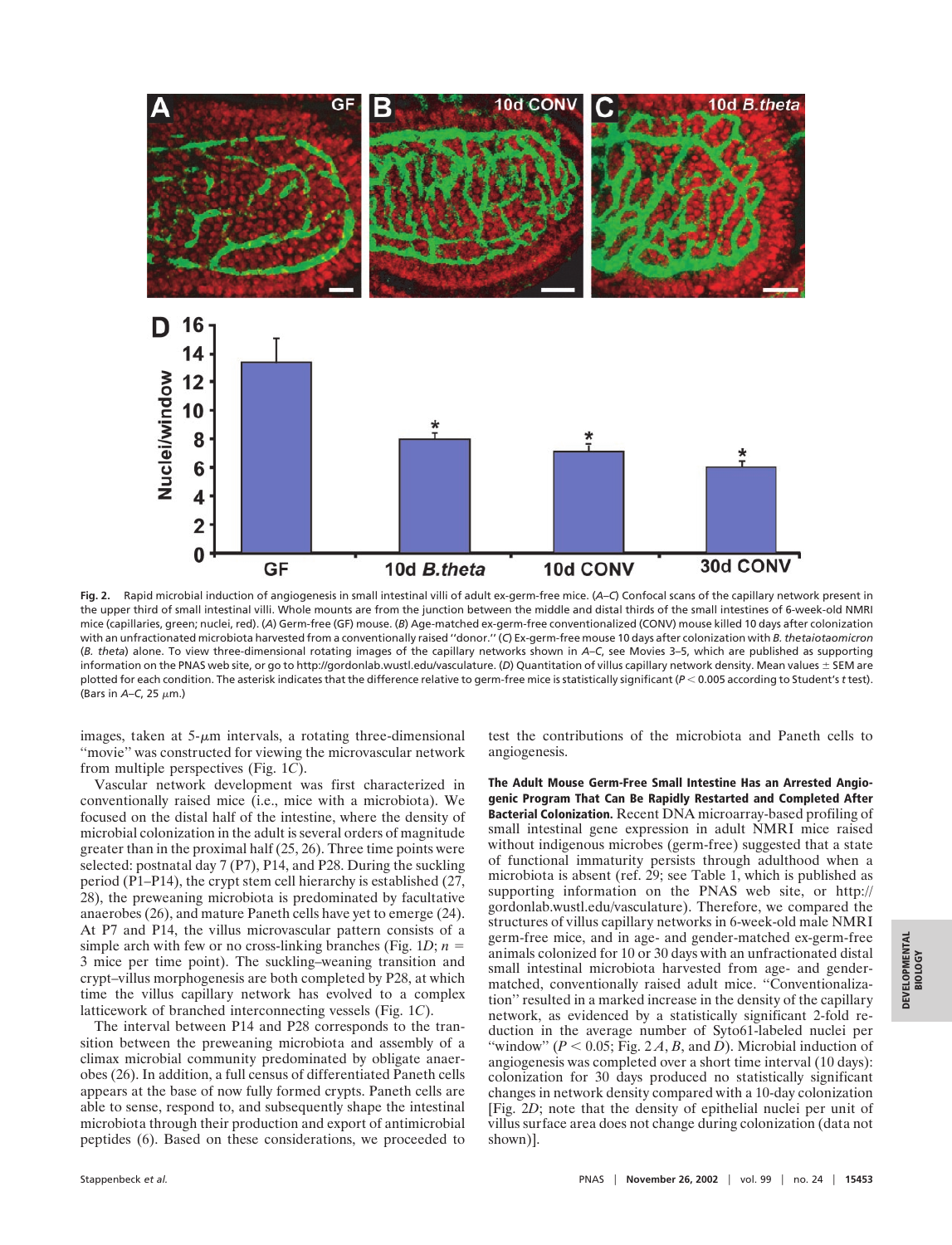**Fig. 2.** Rapid microbial induction of angiogenesis in small intestinal villi of adult ex-germ-free mice. (*A*–*C*) Confocal scans of the capillary network present in the upper third of small intestinal villi. Whole mounts are from the junction between the middle and distal thirds of the small intestines of 6-week-old NMRI mice (capillaries, green; nuclei, red). (*A*) Germ-free (GF) mouse. (*B*) Age-matched ex-germ-free conventionalized (CONV) mouse killed 10 days after colonization with an unfractionated microbiota harvested from a conventionally raised ''donor.'' (*C*) Ex-germ-free mouse 10 days after colonization with *B. thetaiotaomicron* (*B. theta*) alone. To view three-dimensional rotating images of the capillary networks shown in *A*–*C*, see Movies 3–5, which are published as supporting information on the PNAS web site, or go to http://gordonlab.wustl.edu/vasculature. (*D*) Quantitation of villus capillary network density. Mean values ± SEM are plotted for each condition. The asterisk indicates that the difference relative to germ-free mice is statistically significant ($P < 0.005$ according to Student's *t* test). (Bars in *A*–*C*, 25 μm.)

images, taken at 5-μm intervals, a rotating three-dimensional "movie" was constructed for viewing the microvascular network from multiple perspectives (Fig. 1*C*).

Vascular network development was first characterized in conventionally raised mice (i.e., mice with a microbiota). We focused on the distal half of the intestine, where the density of microbial colonization in the adult is several orders of magnitude greater than in the proximal half (25, 26). Three time points were selected: postnatal day 7 (P7), P14, and P28. During the suckling period (P1–P14), the crypt stem cell hierarchy is established (27, 28), the preweaning microbiota is predominated by facultative anaerobes (26), and mature Paneth cells have yet to emerge (24). At P7 and P14, the villus microvascular pattern consists of a simple arch with few or no cross-linking branches (Fig. 1*D*; $n = 3$ mice per time point). The suckling–weaning transition and crypt–villus morphogenesis are both completed by P28, at which time the villus capillary network has evolved to a complex latticework of branched interconnecting vessels (Fig. 1*C*).

The interval between P14 and P28 corresponds to the transition between the preweaning microbiota and assembly of a climax microbial community predominated by obligate anaerobes (26). In addition, a full census of differentiated Paneth cells appears at the base of now fully formed crypts. Paneth cells are able to sense, respond to, and subsequently shape the intestinal microbiota through their production and export of antimicrobial peptides (6). Based on these considerations, we proceeded to test the contributions of the microbiota and Paneth cells to angiogenesis.

**The Adult Mouse Germ-Free Small Intestine Has an Arrested Angiogenic Program That Can Be Rapidly Restarted and Completed After Bacterial Colonization.** Recent DNA microarray-based profiling of small intestinal gene expression in adult NMRI mice raised without indigenous microbes (germ-free) suggested that a state of functional immaturity persists through adulthood when a microbiota is absent (ref. 29; see Table 1, which is published as supporting information on the PNAS web site, or http://gordonlab.wustl.edu/vasculature). Therefore, we compared the structures of villus capillary networks in 6-week-old male NMRI germ-free mice, and in age- and gender-matched ex-germ-free animals colonized for 10 or 30 days with an unfractionated distal small intestinal microbiota harvested from age- and gender-matched, conventionally raised adult mice. "Conventionalization" resulted in a marked increase in the density of the capillary network, as evidenced by a statistically significant 2-fold reduction in the average number of Syto61-labeled nuclei per "window" ($P < 0.05$; Fig. 2 *A*, *B*, and *D*). Microbial induction of angiogenesis was completed over a short time interval (10 days): colonization for 30 days produced no statistically significant changes in network density compared with a 10-day colonization [Fig. 2*D*; note that the density of epithelial nuclei per unit of villus surface area does not change during colonization (data not shown)].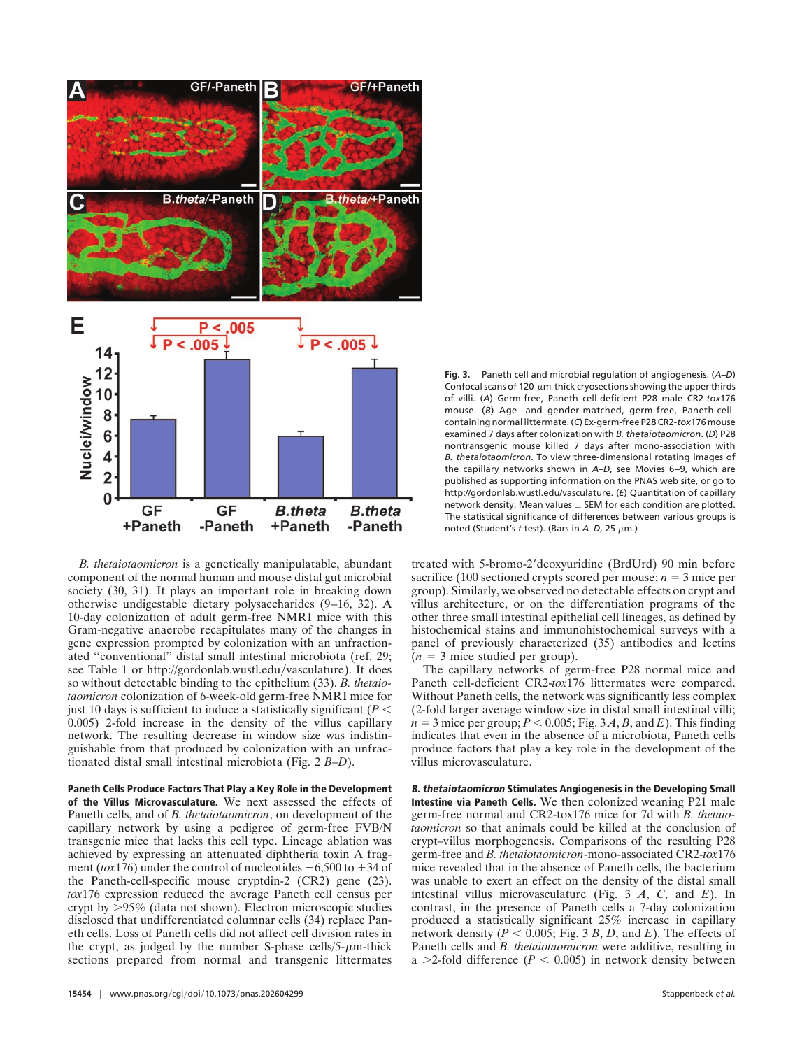**Fig. 3.** Paneth cell and microbial regulation of angiogenesis. (*A*–*D*) Confocal scans of 120-μm-thick cryosections showing the upper thirds of villi. (*A*) Germ-free, Paneth cell-deficient P28 male CR2-*tox*176 mouse. (*B*) Age- and gender-matched, germ-free, Paneth-cell-containing normal littermate. (*C*) Ex-germ-free P28 CR2-*tox*176 mouse examined 7 days after colonization with *B. thetaiotaomicron*. (*D*) P28 nontransgenic mouse killed 7 days after mono-association with *B. thetaiotaomicron*. To view three-dimensional rotating images of the capillary networks shown in *A*–*D*, see Movies 6–9, which are published as supporting information on the PNAS web site, or go to http://gordonlab.wustl.edu/vasculature. (*E*) Quantitation of capillary network density. Mean values ± SEM for each condition are plotted. The statistical significance of differences between various groups is noted (Student's *t* test). (Bars in *A*–*D*, 25 μm.)

*B. thetaiotaomicron* is a genetically manipulatable, abundant component of the normal human and mouse distal gut microbial society (30, 31). It plays an important role in breaking down otherwise undigestable dietary polysaccharides (9–16, 32). A 10-day colonization of adult germ-free NMRI mice with this Gram-negative anaerobe recapitulates many of the changes in gene expression prompted by colonization with an unfractionated "conventional" distal small intestinal microbiota (ref. 29; see Table 1 or http://gordonlab.wustl.edu/vasculature). It does so without detectable binding to the epithelium (33). *B. thetaiotaomicron* colonization of 6-week-old germ-free NMRI mice for just 10 days is sufficient to induce a statistically significant ($P < 0.005$) 2-fold increase in the density of the villus capillary network. The resulting decrease in window size was indistinguishable from that produced by colonization with an unfractionated distal small intestinal microbiota (Fig. 2 *B*–*D*).

**Paneth Cells Produce Factors That Play a Key Role in the Development of the Villus Microvasculature.** We next assessed the effects of Paneth cells, and of *B. thetaiotaomicron*, on development of the capillary network by using a pedigree of germ-free FVB/N transgenic mice that lacks this cell type. Lineage ablation was achieved by expressing an attenuated diphtheria toxin A fragment (*tox*176) under the control of nucleotides −6,500 to +34 of the Paneth-cell-specific mouse cryptdin-2 (CR2) gene (23). *tox*176 expression reduced the average Paneth cell census per crypt by >95% (data not shown). Electron microscopic studies disclosed that undifferentiated columnar cells (34) replace Paneth cells. Loss of Paneth cells did not affect cell division rates in the crypt, as judged by the number S-phase cells/5-μm-thick sections prepared from normal and transgenic littermates treated with 5-bromo-2′deoxyuridine (BrdUrd) 90 min before sacrifice (100 sectioned crypts scored per mouse; $n = 3$ mice per group). Similarly, we observed no detectable effects on crypt and villus architecture, or on the differentiation programs of the other three small intestinal epithelial cell lineages, as defined by histochemical stains and immunohistochemical surveys with a panel of previously characterized (35) antibodies and lectins ($n = 3$ mice studied per group).

The capillary networks of germ-free P28 normal mice and Paneth cell-deficient CR2-*tox*176 littermates were compared. Without Paneth cells, the network was significantly less complex (2-fold larger average window size in distal small intestinal villi; $n = 3$ mice per group; $P < 0.005$; Fig. 3 *A*, *B*, and *E*). This finding indicates that even in the absence of a microbiota, Paneth cells produce factors that play a key role in the development of the villus microvasculature.

***B. thetaiotaomicron* Stimulates Angiogenesis in the Developing Small Intestine via Paneth Cells.** We then colonized weaning P21 male germ-free normal and CR2-tox176 mice for 7d with *B. thetaiotaomicron* so that animals could be killed at the conclusion of crypt–villus morphogenesis. Comparisons of the resulting P28 germ-free and *B. thetaiotaomicron*-mono-associated CR2-*tox*176 mice revealed that in the absence of Paneth cells, the bacterium was unable to exert an effect on the density of the distal small intestinal villus microvasculature (Fig. 3 *A*, *C*, and *E*). In contrast, in the presence of Paneth cells a 7-day colonization produced a statistically significant 25% increase in capillary network density ($P < 0.005$; Fig. 3 *B*, *D*, and *E*). The effects of Paneth cells and *B. thetaiotaomicron* were additive, resulting in a >2-fold difference ($P < 0.005$) in network density between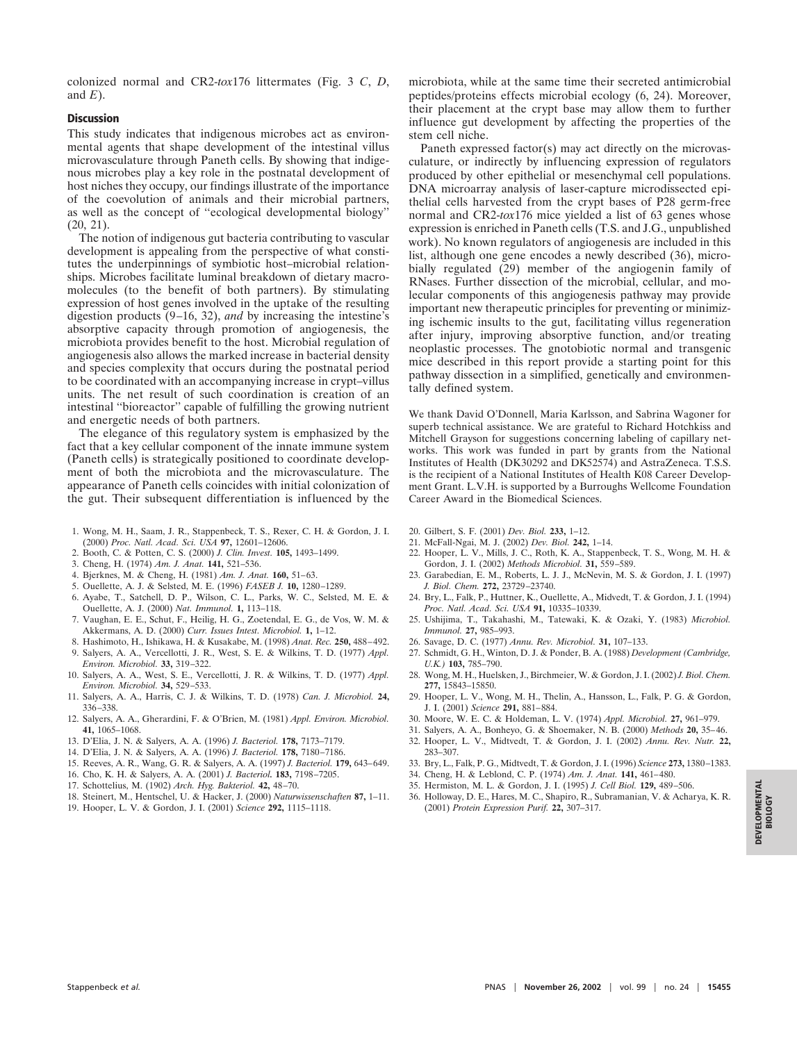colonized normal and CR2-*tox*176 littermates (Fig. 3 *C*, *D*, and *E*).

## Discussion

This study indicates that indigenous microbes act as environmental agents that shape development of the intestinal villus microvasculature through Paneth cells. By showing that indigenous microbes play a key role in the postnatal development of host niches they occupy, our findings illustrate of the importance of the coevolution of animals and their microbial partners, as well as the concept of "ecological developmental biology" (20, 21).

The notion of indigenous gut bacteria contributing to vascular development is appealing from the perspective of what constitutes the underpinnings of symbiotic host–microbial relationships. Microbes facilitate luminal breakdown of dietary macromolecules (to the benefit of both partners). By stimulating expression of host genes involved in the uptake of the resulting digestion products (9–16, 32), *and* by increasing the intestine's absorptive capacity through promotion of angiogenesis, the microbiota provides benefit to the host. Microbial regulation of angiogenesis also allows the marked increase in bacterial density and species complexity that occurs during the postnatal period to be coordinated with an accompanying increase in crypt–villus units. The net result of such coordination is creation of an intestinal "bioreactor" capable of fulfilling the growing nutrient and energetic needs of both partners.

The elegance of this regulatory system is emphasized by the fact that a key cellular component of the innate immune system (Paneth cells) is strategically positioned to coordinate development of both the microbiota and the microvasculature. The appearance of Paneth cells coincides with initial colonization of the gut. Their subsequent differentiation is influenced by the microbiota, while at the same time their secreted antimicrobial peptides/proteins effects microbial ecology (6, 24). Moreover, their placement at the crypt base may allow them to further influence gut development by affecting the properties of the stem cell niche.

Paneth expressed factor(s) may act directly on the microvasculature, or indirectly by influencing expression of regulators produced by other epithelial or mesenchymal cell populations. DNA microarray analysis of laser-capture microdissected epithelial cells harvested from the crypt bases of P28 germ-free normal and CR2-*tox*176 mice yielded a list of 63 genes whose expression is enriched in Paneth cells (T.S. and J.G., unpublished work). No known regulators of angiogenesis are included in this list, although one gene encodes a newly described (36), microbially regulated (29) member of the angiogenin family of RNases. Further dissection of the microbial, cellular, and molecular components of this angiogenesis pathway may provide important new therapeutic principles for preventing or minimizing ischemic insults to the gut, facilitating villus regeneration after injury, improving absorptive function, and/or treating neoplastic processes. The gnotobiotic normal and transgenic mice described in this report provide a starting point for this pathway dissection in a simplified, genetically and environmentally defined system.

We thank David O'Donnell, Maria Karlsson, and Sabrina Wagoner for superb technical assistance. We are grateful to Richard Hotchkiss and Mitchell Grayson for suggestions concerning labeling of capillary networks. This work was funded in part by grants from the National Institutes of Health (DK30292 and DK52574) and AstraZeneca. T.S.S. is the recipient of a National Institutes of Health K08 Career Development Grant. L.V.H. is supported by a Burroughs Wellcome Foundation Career Award in the Biomedical Sciences.

1. Wong, M. H., Saam, J. R., Stappenbeck, T. S., Rexer, C. H. & Gordon, J. I. (2000) *Proc. Natl. Acad. Sci. USA* **97,** 12601–12606.
2. Booth, C. & Potten, C. S. (2000) *J. Clin. Invest.* **105,** 1493–1499.
3. Cheng, H. (1974) *Am. J. Anat.* **141,** 521–536.
4. Bjerknes, M. & Cheng, H. (1981) *Am. J. Anat.* **160,** 51–63.
5. Ouellette, A. J. & Selsted, M. E. (1996) *FASEB J.* **10,** 1280–1289.
6. Ayabe, T., Satchell, D. P., Wilson, C. L., Parks, W. C., Selsted, M. E. & Ouellette, A. J. (2000) *Nat. Immunol.* **1,** 113–118.
7. Vaughan, E. E., Schut, F., Heilig, H. G., Zoetendal, E. G., de Vos, W. M. & Akkermans, A. D. (2000) *Curr. Issues Intest. Microbiol.* **1,** 1–12.
8. Hashimoto, H., Ishikawa, H. & Kusakabe, M. (1998) *Anat. Rec.* **250,** 488–492.
9. Salyers, A. A., Vercellotti, J. R., West, S. E. & Wilkins, T. D. (1977) *Appl. Environ. Microbiol.* **33,** 319–322.
10. Salyers, A. A., West, S. E., Vercellotti, J. R. & Wilkins, T. D. (1977) *Appl. Environ. Microbiol.* **34,** 529–533.
11. Salyers, A. A., Harris, C. J. & Wilkins, T. D. (1978) *Can. J. Microbiol.* **24,** 336–338.
12. Salyers, A. A., Gherardini, F. & O'Brien, M. (1981) *Appl. Environ. Microbiol.* **41,** 1065–1068.
13. D'Elia, J. N. & Salyers, A. A. (1996) *J. Bacteriol.* **178,** 7173–7179.
14. D'Elia, J. N. & Salyers, A. A. (1996) *J. Bacteriol.* **178,** 7180–7186.
15. Reeves, A. R., Wang, G. R. & Salyers, A. A. (1997) *J. Bacteriol.* **179,** 643–649.
16. Cho, K. H. & Salyers, A. A. (2001) *J. Bacteriol.* **183,** 7198–7205.
17. Schottelius, M. (1902) *Arch. Hyg. Bakteriol.* **42,** 48–70.
18. Steinert, M., Hentschel, U. & Hacker, J. (2000) *Naturwissenschaften* **87,** 1–11.
19. Hooper, L. V. & Gordon, J. I. (2001) *Science* **292,** 1115–1118.
20. Gilbert, S. F. (2001) *Dev. Biol.* **233,** 1–12.
21. McFall-Ngai, M. J. (2002) *Dev. Biol.* **242,** 1–14.
22. Hooper, L. V., Mills, J. C., Roth, K. A., Stappenbeck, T. S., Wong, M. H. & Gordon, J. I. (2002) *Methods Microbiol.* **31,** 559–589.
23. Garabedian, E. M., Roberts, L. J. J., McNevin, M. S. & Gordon, J. I. (1997) *J. Biol. Chem.* **272,** 23729–23740.
24. Bry, L., Falk, P., Huttner, K., Ouellette, A., Midvedt, T. & Gordon, J. I. (1994) *Proc. Natl. Acad. Sci. USA* **91,** 10335–10339.
25. Ushijima, T., Takahashi, M., Tatewaki, K. & Ozaki, Y. (1983) *Microbiol. Immunol.* **27,** 985–993.
26. Savage, D. C. (1977) *Annu. Rev. Microbiol.* **31,** 107–133.
27. Schmidt, G. H., Winton, D. J. & Ponder, B. A. (1988) *Development (Cambridge, U.K.)* **103,** 785–790.
28. Wong, M. H., Huelsken, J., Birchmeier, W. & Gordon, J. I. (2002) *J. Biol. Chem.* **277,** 15843–15850.
29. Hooper, L. V., Wong, M. H., Thelin, A., Hansson, L., Falk, P. G. & Gordon, J. I. (2001) *Science* **291,** 881–884.
30. Moore, W. E. C. & Holdeman, L. V. (1974) *Appl. Microbiol.* **27,** 961–979.
31. Salyers, A. A., Bonheyo, G. & Shoemaker, N. B. (2000) *Methods* **20,** 35–46.
32. Hooper, L. V., Midvedt, T. & Gordon, J. I. (2002) *Annu. Rev. Nutr.* **22,** 283–307.
33. Bry, L., Falk, P. G., Midvedt, T. & Gordon, J. I. (1996) *Science* **273,** 1380–1383.
34. Cheng, H. & Leblond, C. P. (1974) *Am. J. Anat.* **141,** 461–480.
35. Hermiston, M. L. & Gordon, J. I. (1995) *J. Cell Biol.* **129,** 489–506.
36. Holloway, D. E., Hares, M. C., Shapiro, R., Subramanian, V. & Acharya, K. R. (2001) *Protein Expression Purif.* **22,** 307–317.